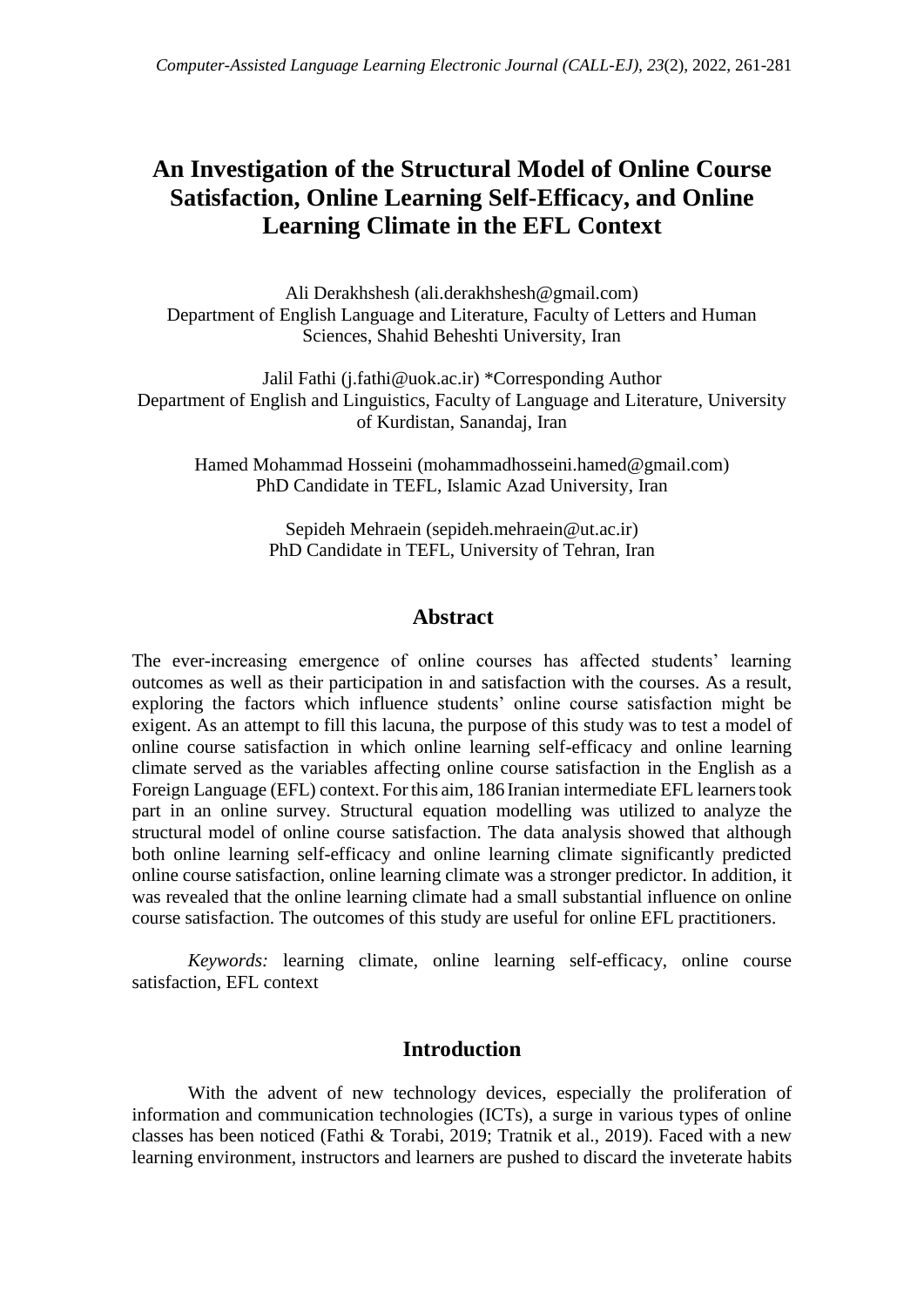# An Investigation of the Structural Model of Online Course Satisfaction, Online Learning Self-Efficacy, and Online Learning Climate in the EFL Context

Ali Derakhshesh (ali.derakhshesh@gmail.com)
Department of English Language and Literature, Faculty of Letters and Human Sciences, Shahid Beheshti University, Iran

Jalil Fathi (j.fathi@uok.ac.ir) *Corresponding Author
Department of English and Linguistics, Faculty of Language and Literature, University of Kurdistan, Sanandaj, Iran

Hamed Mohammad Hosseini (mohammadhosseini.hamed@gmail.com)
PhD Candidate in TEFL, Islamic Azad University, Iran

Sepideh Mehraein (sepideh.mehraein@ut.ac.ir)
PhD Candidate in TEFL, University of Tehran, Iran

## Abstract

The ever-increasing emergence of online courses has affected students' learning outcomes as well as their participation in and satisfaction with the courses. As a result, exploring the factors which influence students' online course satisfaction might be exigent. As an attempt to fill this lacuna, the purpose of this study was to test a model of online course satisfaction in which online learning self-efficacy and online learning climate served as the variables affecting online course satisfaction in the English as a Foreign Language (EFL) context. For this aim, 186 Iranian intermediate EFL learners took part in an online survey. Structural equation modelling was utilized to analyze the structural model of online course satisfaction. The data analysis showed that although both online learning self-efficacy and online learning climate significantly predicted online course satisfaction, online learning climate was a stronger predictor. In addition, it was revealed that the online learning climate had a small substantial influence on online course satisfaction. The outcomes of this study are useful for online EFL practitioners.

*Keywords:* learning climate, online learning self-efficacy, online course satisfaction, EFL context

## Introduction

With the advent of new technology devices, especially the proliferation of information and communication technologies (ICTs), a surge in various types of online classes has been noticed (Fathi & Torabi, 2019; Tratnik et al., 2019). Faced with a new learning environment, instructors and learners are pushed to discard the inveterate habits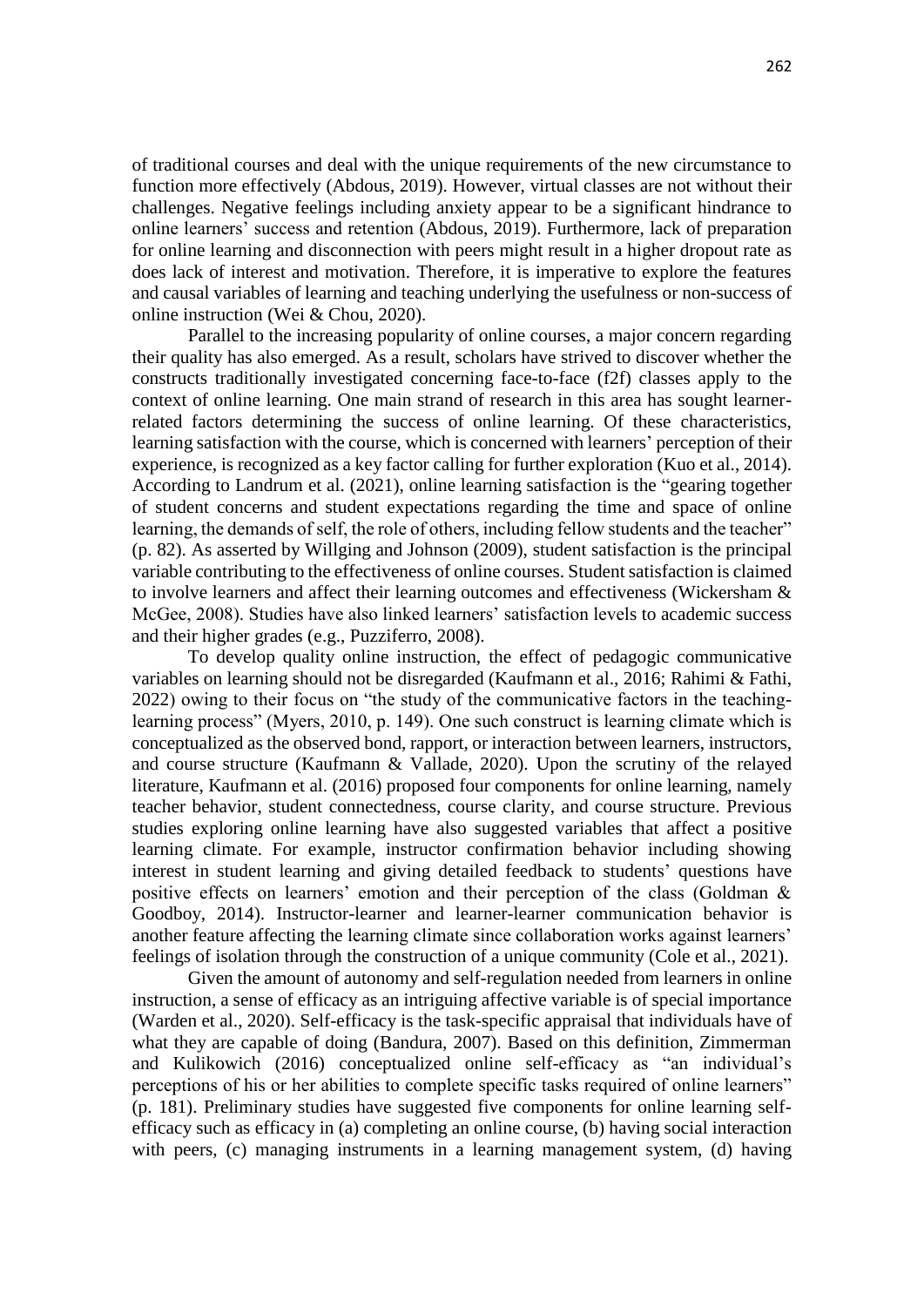of traditional courses and deal with the unique requirements of the new circumstance to function more effectively (Abdous, 2019). However, virtual classes are not without their challenges. Negative feelings including anxiety appear to be a significant hindrance to online learners' success and retention (Abdous, 2019). Furthermore, lack of preparation for online learning and disconnection with peers might result in a higher dropout rate as does lack of interest and motivation. Therefore, it is imperative to explore the features and causal variables of learning and teaching underlying the usefulness or non-success of online instruction (Wei & Chou, 2020).

Parallel to the increasing popularity of online courses, a major concern regarding their quality has also emerged. As a result, scholars have strived to discover whether the constructs traditionally investigated concerning face-to-face (f2f) classes apply to the context of online learning. One main strand of research in this area has sought learner-related factors determining the success of online learning. Of these characteristics, learning satisfaction with the course, which is concerned with learners' perception of their experience, is recognized as a key factor calling for further exploration (Kuo et al., 2014). According to Landrum et al. (2021), online learning satisfaction is the "gearing together of student concerns and student expectations regarding the time and space of online learning, the demands of self, the role of others, including fellow students and the teacher" (p. 82). As asserted by Willging and Johnson (2009), student satisfaction is the principal variable contributing to the effectiveness of online courses. Student satisfaction is claimed to involve learners and affect their learning outcomes and effectiveness (Wickersham & McGee, 2008). Studies have also linked learners' satisfaction levels to academic success and their higher grades (e.g., Puzziferro, 2008).

To develop quality online instruction, the effect of pedagogic communicative variables on learning should not be disregarded (Kaufmann et al., 2016; Rahimi & Fathi, 2022) owing to their focus on "the study of the communicative factors in the teaching-learning process" (Myers, 2010, p. 149). One such construct is learning climate which is conceptualized as the observed bond, rapport, or interaction between learners, instructors, and course structure (Kaufmann & Vallade, 2020). Upon the scrutiny of the relayed literature, Kaufmann et al. (2016) proposed four components for online learning, namely teacher behavior, student connectedness, course clarity, and course structure. Previous studies exploring online learning have also suggested variables that affect a positive learning climate. For example, instructor confirmation behavior including showing interest in student learning and giving detailed feedback to students' questions have positive effects on learners' emotion and their perception of the class (Goldman & Goodboy, 2014). Instructor-learner and learner-learner communication behavior is another feature affecting the learning climate since collaboration works against learners' feelings of isolation through the construction of a unique community (Cole et al., 2021).

Given the amount of autonomy and self-regulation needed from learners in online instruction, a sense of efficacy as an intriguing affective variable is of special importance (Warden et al., 2020). Self-efficacy is the task-specific appraisal that individuals have of what they are capable of doing (Bandura, 2007). Based on this definition, Zimmerman and Kulikowich (2016) conceptualized online self-efficacy as "an individual's perceptions of his or her abilities to complete specific tasks required of online learners" (p. 181). Preliminary studies have suggested five components for online learning self-efficacy such as efficacy in (a) completing an online course, (b) having social interaction with peers, (c) managing instruments in a learning management system, (d) having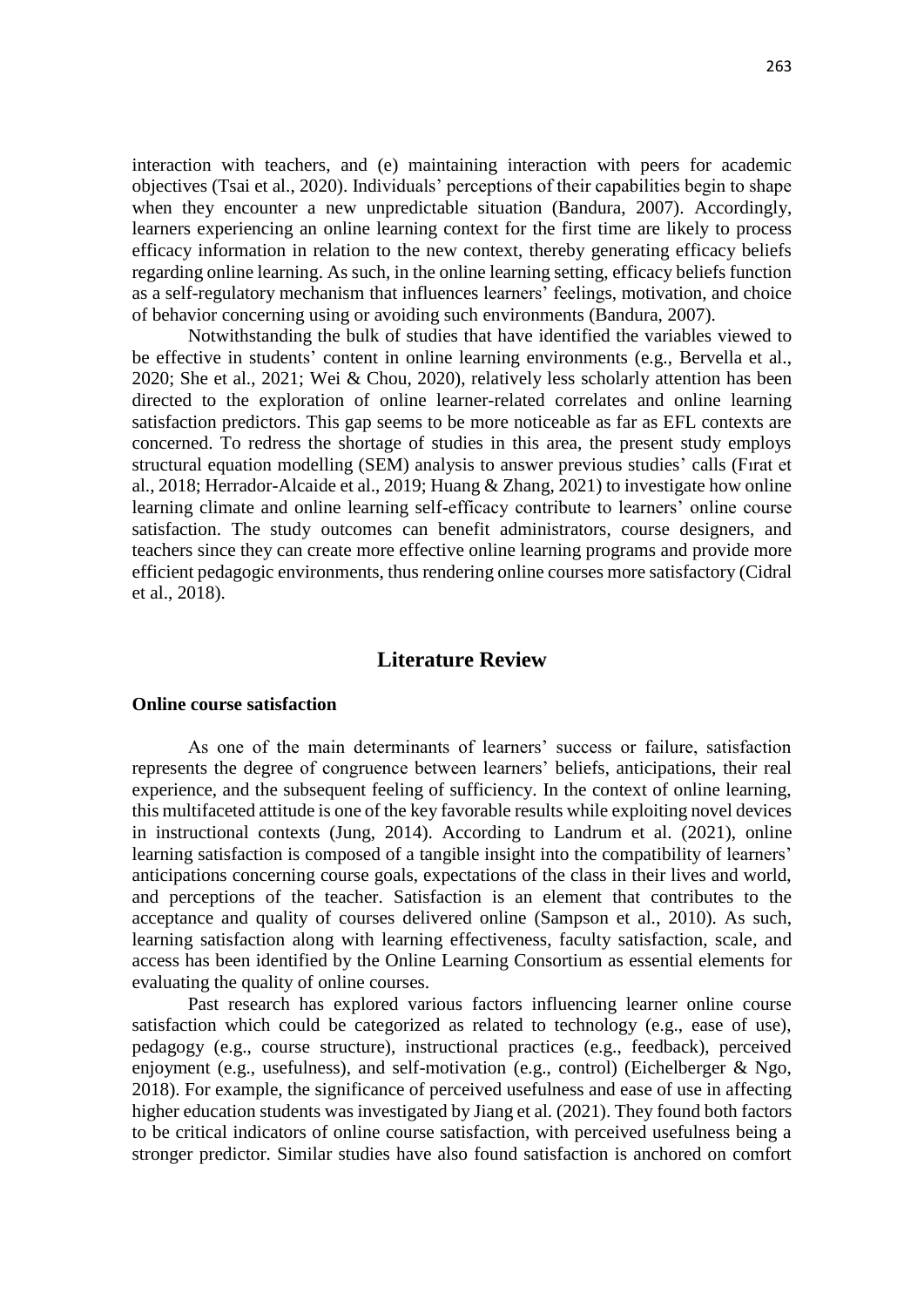interaction with teachers, and (e) maintaining interaction with peers for academic objectives (Tsai et al., 2020). Individuals' perceptions of their capabilities begin to shape when they encounter a new unpredictable situation (Bandura, 2007). Accordingly, learners experiencing an online learning context for the first time are likely to process efficacy information in relation to the new context, thereby generating efficacy beliefs regarding online learning. As such, in the online learning setting, efficacy beliefs function as a self-regulatory mechanism that influences learners' feelings, motivation, and choice of behavior concerning using or avoiding such environments (Bandura, 2007).

Notwithstanding the bulk of studies that have identified the variables viewed to be effective in students' content in online learning environments (e.g., Bervella et al., 2020; She et al., 2021; Wei & Chou, 2020), relatively less scholarly attention has been directed to the exploration of online learner-related correlates and online learning satisfaction predictors. This gap seems to be more noticeable as far as EFL contexts are concerned. To redress the shortage of studies in this area, the present study employs structural equation modelling (SEM) analysis to answer previous studies' calls (Fırat et al., 2018; Herrador-Alcaide et al., 2019; Huang & Zhang, 2021) to investigate how online learning climate and online learning self-efficacy contribute to learners' online course satisfaction. The study outcomes can benefit administrators, course designers, and teachers since they can create more effective online learning programs and provide more efficient pedagogic environments, thus rendering online courses more satisfactory (Cidral et al., 2018).

## Literature Review

### Online course satisfaction

As one of the main determinants of learners' success or failure, satisfaction represents the degree of congruence between learners' beliefs, anticipations, their real experience, and the subsequent feeling of sufficiency. In the context of online learning, this multifaceted attitude is one of the key favorable results while exploiting novel devices in instructional contexts (Jung, 2014). According to Landrum et al. (2021), online learning satisfaction is composed of a tangible insight into the compatibility of learners' anticipations concerning course goals, expectations of the class in their lives and world, and perceptions of the teacher. Satisfaction is an element that contributes to the acceptance and quality of courses delivered online (Sampson et al., 2010). As such, learning satisfaction along with learning effectiveness, faculty satisfaction, scale, and access has been identified by the Online Learning Consortium as essential elements for evaluating the quality of online courses.

Past research has explored various factors influencing learner online course satisfaction which could be categorized as related to technology (e.g., ease of use), pedagogy (e.g., course structure), instructional practices (e.g., feedback), perceived enjoyment (e.g., usefulness), and self-motivation (e.g., control) (Eichelberger & Ngo, 2018). For example, the significance of perceived usefulness and ease of use in affecting higher education students was investigated by Jiang et al. (2021). They found both factors to be critical indicators of online course satisfaction, with perceived usefulness being a stronger predictor. Similar studies have also found satisfaction is anchored on comfort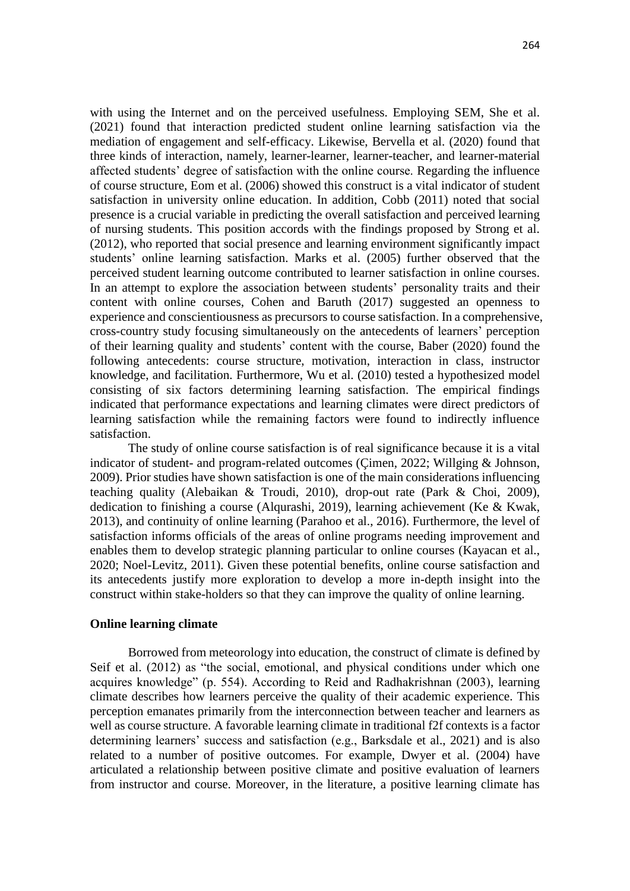with using the Internet and on the perceived usefulness. Employing SEM, She et al. (2021) found that interaction predicted student online learning satisfaction via the mediation of engagement and self-efficacy. Likewise, Bervella et al. (2020) found that three kinds of interaction, namely, learner-learner, learner-teacher, and learner-material affected students' degree of satisfaction with the online course. Regarding the influence of course structure, Eom et al. (2006) showed this construct is a vital indicator of student satisfaction in university online education. In addition, Cobb (2011) noted that social presence is a crucial variable in predicting the overall satisfaction and perceived learning of nursing students. This position accords with the findings proposed by Strong et al. (2012), who reported that social presence and learning environment significantly impact students' online learning satisfaction. Marks et al. (2005) further observed that the perceived student learning outcome contributed to learner satisfaction in online courses. In an attempt to explore the association between students' personality traits and their content with online courses, Cohen and Baruth (2017) suggested an openness to experience and conscientiousness as precursors to course satisfaction. In a comprehensive, cross-country study focusing simultaneously on the antecedents of learners' perception of their learning quality and students' content with the course, Baber (2020) found the following antecedents: course structure, motivation, interaction in class, instructor knowledge, and facilitation. Furthermore, Wu et al. (2010) tested a hypothesized model consisting of six factors determining learning satisfaction. The empirical findings indicated that performance expectations and learning climates were direct predictors of learning satisfaction while the remaining factors were found to indirectly influence satisfaction.

The study of online course satisfaction is of real significance because it is a vital indicator of student- and program-related outcomes (Çimen, 2022; Willging & Johnson, 2009). Prior studies have shown satisfaction is one of the main considerations influencing teaching quality (Alebaikan & Troudi, 2010), drop-out rate (Park & Choi, 2009), dedication to finishing a course (Alqurashi, 2019), learning achievement (Ke & Kwak, 2013), and continuity of online learning (Parahoo et al., 2016). Furthermore, the level of satisfaction informs officials of the areas of online programs needing improvement and enables them to develop strategic planning particular to online courses (Kayacan et al., 2020; Noel-Levitz, 2011). Given these potential benefits, online course satisfaction and its antecedents justify more exploration to develop a more in-depth insight into the construct within stake-holders so that they can improve the quality of online learning.

### Online learning climate

Borrowed from meteorology into education, the construct of climate is defined by Seif et al. (2012) as "the social, emotional, and physical conditions under which one acquires knowledge" (p. 554). According to Reid and Radhakrishnan (2003), learning climate describes how learners perceive the quality of their academic experience. This perception emanates primarily from the interconnection between teacher and learners as well as course structure. A favorable learning climate in traditional f2f contexts is a factor determining learners' success and satisfaction (e.g., Barksdale et al., 2021) and is also related to a number of positive outcomes. For example, Dwyer et al. (2004) have articulated a relationship between positive climate and positive evaluation of learners from instructor and course. Moreover, in the literature, a positive learning climate has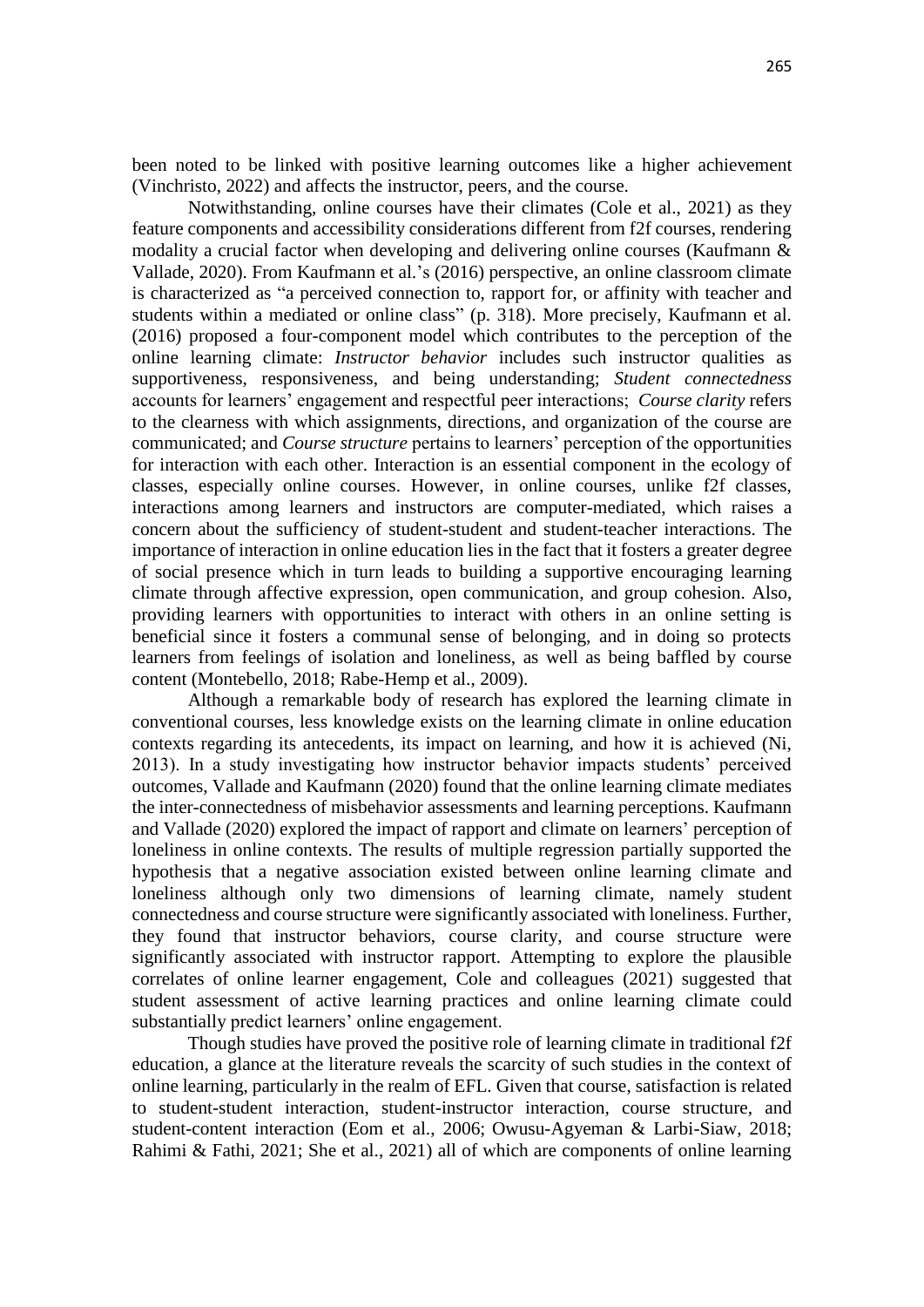been noted to be linked with positive learning outcomes like a higher achievement (Vinchristo, 2022) and affects the instructor, peers, and the course.

Notwithstanding, online courses have their climates (Cole et al., 2021) as they feature components and accessibility considerations different from f2f courses, rendering modality a crucial factor when developing and delivering online courses (Kaufmann & Vallade, 2020). From Kaufmann et al.'s (2016) perspective, an online classroom climate is characterized as "a perceived connection to, rapport for, or affinity with teacher and students within a mediated or online class" (p. 318). More precisely, Kaufmann et al. (2016) proposed a four-component model which contributes to the perception of the online learning climate: *Instructor behavior* includes such instructor qualities as supportiveness, responsiveness, and being understanding; *Student connectedness* accounts for learners' engagement and respectful peer interactions; *Course clarity* refers to the clearness with which assignments, directions, and organization of the course are communicated; and *Course structure* pertains to learners' perception of the opportunities for interaction with each other. Interaction is an essential component in the ecology of classes, especially online courses. However, in online courses, unlike f2f classes, interactions among learners and instructors are computer-mediated, which raises a concern about the sufficiency of student-student and student-teacher interactions. The importance of interaction in online education lies in the fact that it fosters a greater degree of social presence which in turn leads to building a supportive encouraging learning climate through affective expression, open communication, and group cohesion. Also, providing learners with opportunities to interact with others in an online setting is beneficial since it fosters a communal sense of belonging, and in doing so protects learners from feelings of isolation and loneliness, as well as being baffled by course content (Montebello, 2018; Rabe-Hemp et al., 2009).

Although a remarkable body of research has explored the learning climate in conventional courses, less knowledge exists on the learning climate in online education contexts regarding its antecedents, its impact on learning, and how it is achieved (Ni, 2013). In a study investigating how instructor behavior impacts students' perceived outcomes, Vallade and Kaufmann (2020) found that the online learning climate mediates the inter-connectedness of misbehavior assessments and learning perceptions. Kaufmann and Vallade (2020) explored the impact of rapport and climate on learners' perception of loneliness in online contexts. The results of multiple regression partially supported the hypothesis that a negative association existed between online learning climate and loneliness although only two dimensions of learning climate, namely student connectedness and course structure were significantly associated with loneliness. Further, they found that instructor behaviors, course clarity, and course structure were significantly associated with instructor rapport. Attempting to explore the plausible correlates of online learner engagement, Cole and colleagues (2021) suggested that student assessment of active learning practices and online learning climate could substantially predict learners' online engagement.

Though studies have proved the positive role of learning climate in traditional f2f education, a glance at the literature reveals the scarcity of such studies in the context of online learning, particularly in the realm of EFL. Given that course, satisfaction is related to student-student interaction, student-instructor interaction, course structure, and student-content interaction (Eom et al., 2006; Owusu-Agyeman & Larbi-Siaw, 2018; Rahimi & Fathi, 2021; She et al., 2021) all of which are components of online learning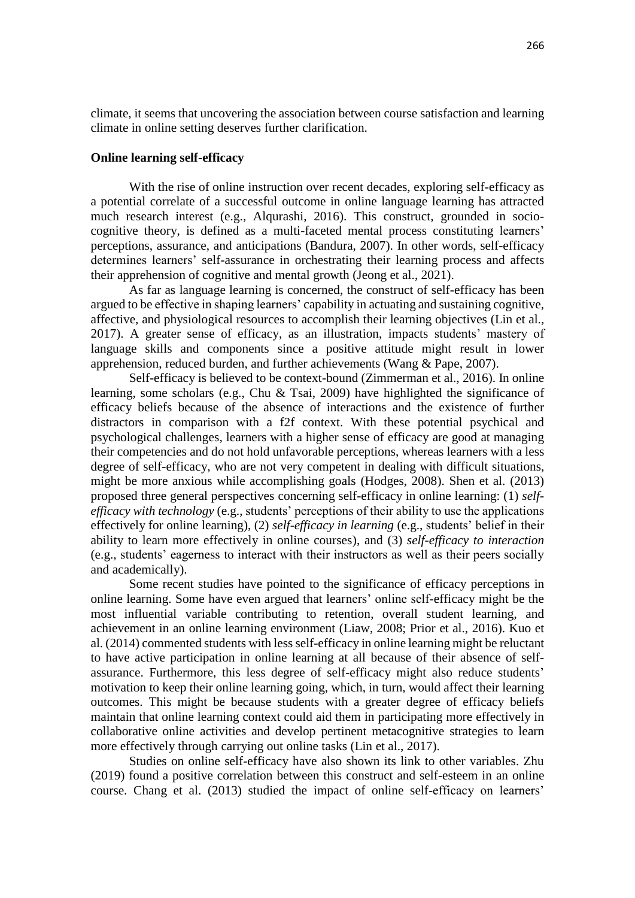climate, it seems that uncovering the association between course satisfaction and learning climate in online setting deserves further clarification.

### Online learning self-efficacy

With the rise of online instruction over recent decades, exploring self-efficacy as a potential correlate of a successful outcome in online language learning has attracted much research interest (e.g., Alqurashi, 2016). This construct, grounded in socio-cognitive theory, is defined as a multi-faceted mental process constituting learners' perceptions, assurance, and anticipations (Bandura, 2007). In other words, self-efficacy determines learners' self-assurance in orchestrating their learning process and affects their apprehension of cognitive and mental growth (Jeong et al., 2021).

As far as language learning is concerned, the construct of self-efficacy has been argued to be effective in shaping learners' capability in actuating and sustaining cognitive, affective, and physiological resources to accomplish their learning objectives (Lin et al., 2017). A greater sense of efficacy, as an illustration, impacts students' mastery of language skills and components since a positive attitude might result in lower apprehension, reduced burden, and further achievements (Wang & Pape, 2007).

Self-efficacy is believed to be context-bound (Zimmerman et al., 2016). In online learning, some scholars (e.g., Chu & Tsai, 2009) have highlighted the significance of efficacy beliefs because of the absence of interactions and the existence of further distractors in comparison with a f2f context. With these potential psychical and psychological challenges, learners with a higher sense of efficacy are good at managing their competencies and do not hold unfavorable perceptions, whereas learners with a less degree of self-efficacy, who are not very competent in dealing with difficult situations, might be more anxious while accomplishing goals (Hodges, 2008). Shen et al. (2013) proposed three general perspectives concerning self-efficacy in online learning: (1) *self-efficacy with technology* (e.g., students' perceptions of their ability to use the applications effectively for online learning), (2) *self-efficacy in learning* (e.g., students' belief in their ability to learn more effectively in online courses), and (3) *self-efficacy to interaction* (e.g., students' eagerness to interact with their instructors as well as their peers socially and academically).

Some recent studies have pointed to the significance of efficacy perceptions in online learning. Some have even argued that learners' online self-efficacy might be the most influential variable contributing to retention, overall student learning, and achievement in an online learning environment (Liaw, 2008; Prior et al., 2016). Kuo et al. (2014) commented students with less self-efficacy in online learning might be reluctant to have active participation in online learning at all because of their absence of self-assurance. Furthermore, this less degree of self-efficacy might also reduce students' motivation to keep their online learning going, which, in turn, would affect their learning outcomes. This might be because students with a greater degree of efficacy beliefs maintain that online learning context could aid them in participating more effectively in collaborative online activities and develop pertinent metacognitive strategies to learn more effectively through carrying out online tasks (Lin et al., 2017).

Studies on online self-efficacy have also shown its link to other variables. Zhu (2019) found a positive correlation between this construct and self-esteem in an online course. Chang et al. (2013) studied the impact of online self-efficacy on learners'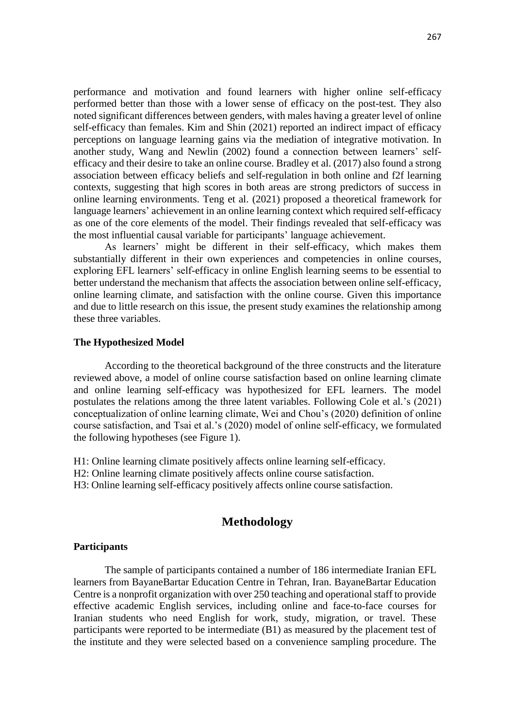performance and motivation and found learners with higher online self-efficacy performed better than those with a lower sense of efficacy on the post-test. They also noted significant differences between genders, with males having a greater level of online self-efficacy than females. Kim and Shin (2021) reported an indirect impact of efficacy perceptions on language learning gains via the mediation of integrative motivation. In another study, Wang and Newlin (2002) found a connection between learners' self-efficacy and their desire to take an online course. Bradley et al. (2017) also found a strong association between efficacy beliefs and self-regulation in both online and f2f learning contexts, suggesting that high scores in both areas are strong predictors of success in online learning environments. Teng et al. (2021) proposed a theoretical framework for language learners' achievement in an online learning context which required self-efficacy as one of the core elements of the model. Their findings revealed that self-efficacy was the most influential causal variable for participants' language achievement.

As learners' might be different in their self-efficacy, which makes them substantially different in their own experiences and competencies in online courses, exploring EFL learners' self-efficacy in online English learning seems to be essential to better understand the mechanism that affects the association between online self-efficacy, online learning climate, and satisfaction with the online course. Given this importance and due to little research on this issue, the present study examines the relationship among these three variables.

### The Hypothesized Model

According to the theoretical background of the three constructs and the literature reviewed above, a model of online course satisfaction based on online learning climate and online learning self-efficacy was hypothesized for EFL learners. The model postulates the relations among the three latent variables. Following Cole et al.'s (2021) conceptualization of online learning climate, Wei and Chou's (2020) definition of online course satisfaction, and Tsai et al.'s (2020) model of online self-efficacy, we formulated the following hypotheses (see Figure 1).

H1: Online learning climate positively affects online learning self-efficacy.
H2: Online learning climate positively affects online course satisfaction.
H3: Online learning self-efficacy positively affects online course satisfaction.

## Methodology

### Participants

The sample of participants contained a number of 186 intermediate Iranian EFL learners from BayaneBartar Education Centre in Tehran, Iran. BayaneBartar Education Centre is a nonprofit organization with over 250 teaching and operational staff to provide effective academic English services, including online and face-to-face courses for Iranian students who need English for work, study, migration, or travel. These participants were reported to be intermediate (B1) as measured by the placement test of the institute and they were selected based on a convenience sampling procedure. The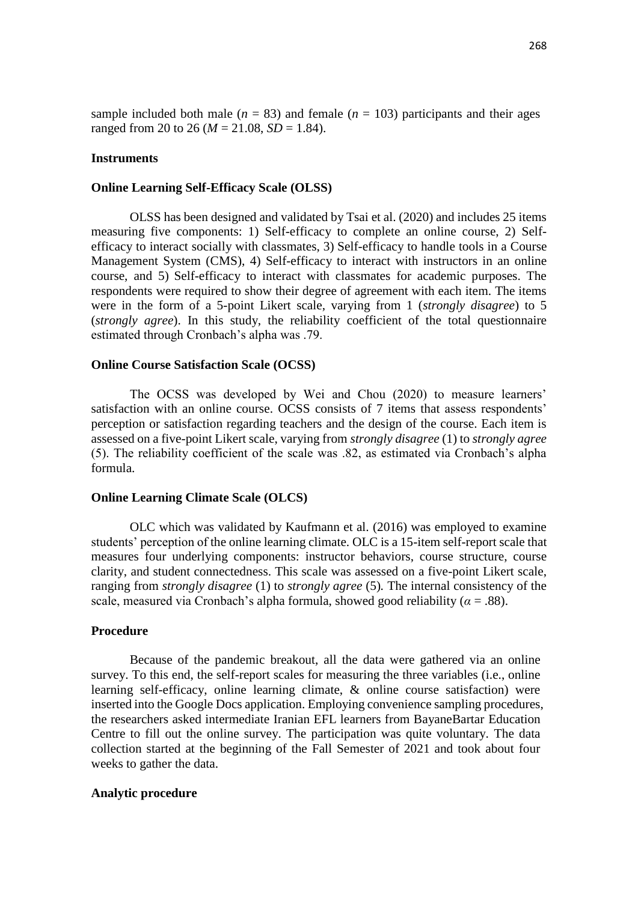sample included both male ($n$ = 83) and female ($n$ = 103) participants and their ages ranged from 20 to 26 ($M$ = 21.08, $SD$ = 1.84).

## Instruments

### Online Learning Self-Efficacy Scale (OLSS)

OLSS has been designed and validated by Tsai et al. (2020) and includes 25 items measuring five components: 1) Self-efficacy to complete an online course, 2) Self-efficacy to interact socially with classmates, 3) Self-efficacy to handle tools in a Course Management System (CMS), 4) Self-efficacy to interact with instructors in an online course, and 5) Self-efficacy to interact with classmates for academic purposes. The respondents were required to show their degree of agreement with each item. The items were in the form of a 5-point Likert scale, varying from 1 (*strongly disagree*) to 5 (*strongly agree*). In this study, the reliability coefficient of the total questionnaire estimated through Cronbach's alpha was .79.

### Online Course Satisfaction Scale (OCSS)

The OCSS was developed by Wei and Chou (2020) to measure learners' satisfaction with an online course. OCSS consists of 7 items that assess respondents' perception or satisfaction regarding teachers and the design of the course. Each item is assessed on a five-point Likert scale, varying from *strongly disagree* (1) to *strongly agree* (5). The reliability coefficient of the scale was .82, as estimated via Cronbach's alpha formula.

### Online Learning Climate Scale (OLCS)

OLC which was validated by Kaufmann et al. (2016) was employed to examine students' perception of the online learning climate. OLC is a 15-item self-report scale that measures four underlying components: instructor behaviors, course structure, course clarity, and student connectedness. This scale was assessed on a five-point Likert scale, ranging from *strongly disagree* (1) to *strongly agree* (5). The internal consistency of the scale, measured via Cronbach's alpha formula, showed good reliability ($\alpha$ = .88).

## Procedure

Because of the pandemic breakout, all the data were gathered via an online survey. To this end, the self-report scales for measuring the three variables (i.e., online learning self-efficacy, online learning climate, & online course satisfaction) were inserted into the Google Docs application. Employing convenience sampling procedures, the researchers asked intermediate Iranian EFL learners from BayaneBartar Education Centre to fill out the online survey. The participation was quite voluntary. The data collection started at the beginning of the Fall Semester of 2021 and took about four weeks to gather the data.

## Analytic procedure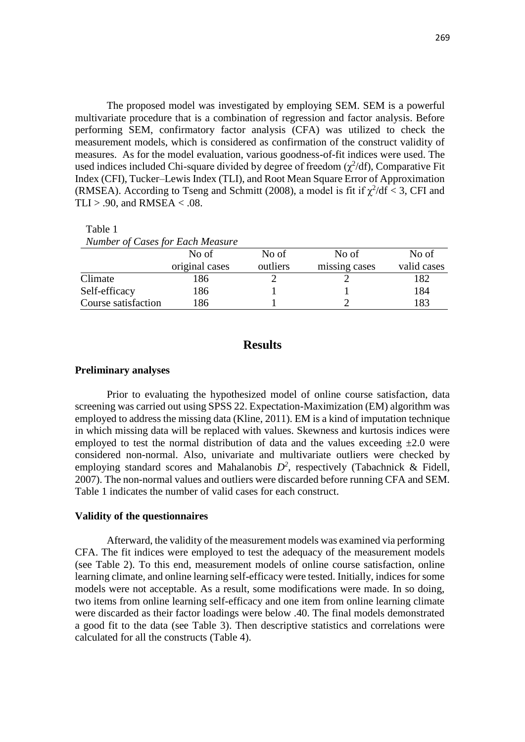The proposed model was investigated by employing SEM. SEM is a powerful multivariate procedure that is a combination of regression and factor analysis. Before performing SEM, confirmatory factor analysis (CFA) was utilized to check the measurement models, which is considered as confirmation of the construct validity of measures. As for the model evaluation, various goodness-of-fit indices were used. The used indices included Chi-square divided by degree of freedom ($\chi^2$/df), Comparative Fit Index (CFI), Tucker–Lewis Index (TLI), and Root Mean Square Error of Approximation (RMSEA). According to Tseng and Schmitt (2008), a model is fit if $\chi^2$/df < 3, CFI and TLI > .90, and RMSEA < .08.

Table 1
*Number of Cases for Each Measure*

| | No of original cases | No of outliers | No of missing cases | No of valid cases |
|---|---|---|---|---|
| Climate | 186 | 2 | 2 | 182 |
| Self-efficacy | 186 | 1 | 1 | 184 |
| Course satisfaction | 186 | 1 | 2 | 183 |

## Results

### Preliminary analyses

Prior to evaluating the hypothesized model of online course satisfaction, data screening was carried out using SPSS 22. Expectation-Maximization (EM) algorithm was employed to address the missing data (Kline, 2011). EM is a kind of imputation technique in which missing data will be replaced with values. Skewness and kurtosis indices were employed to test the normal distribution of data and the values exceeding ±2.0 were considered non-normal. Also, univariate and multivariate outliers were checked by employing standard scores and Mahalanobis $D^2$, respectively (Tabachnick & Fidell, 2007). The non-normal values and outliers were discarded before running CFA and SEM. Table 1 indicates the number of valid cases for each construct.

### Validity of the questionnaires

Afterward, the validity of the measurement models was examined via performing CFA. The fit indices were employed to test the adequacy of the measurement models (see Table 2). To this end, measurement models of online course satisfaction, online learning climate, and online learning self-efficacy were tested. Initially, indices for some models were not acceptable. As a result, some modifications were made. In so doing, two items from online learning self-efficacy and one item from online learning climate were discarded as their factor loadings were below .40. The final models demonstrated a good fit to the data (see Table 3). Then descriptive statistics and correlations were calculated for all the constructs (Table 4).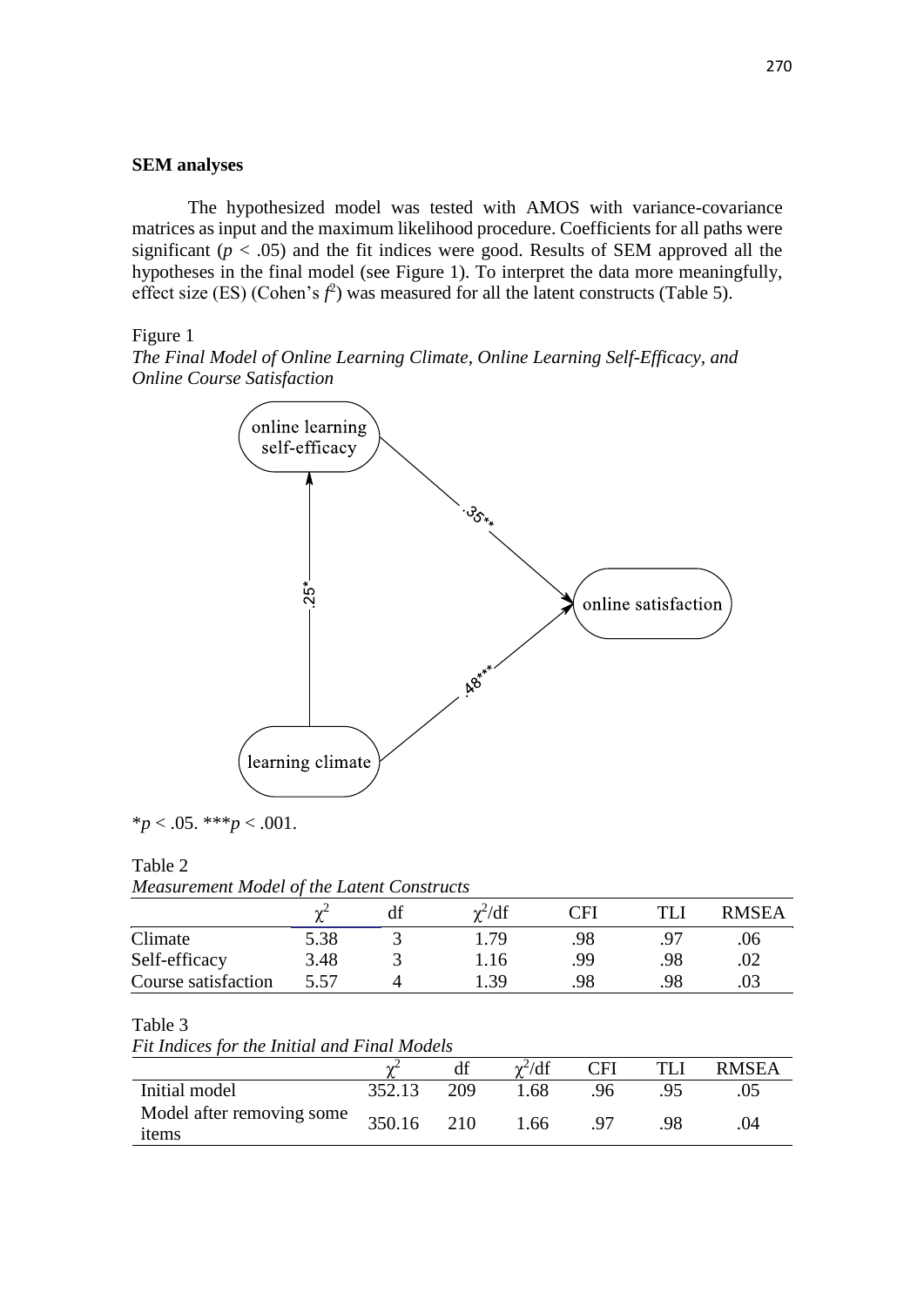**SEM analyses**

The hypothesized model was tested with AMOS with variance-covariance matrices as input and the maximum likelihood procedure. Coefficients for all paths were significant ($p < .05$) and the fit indices were good. Results of SEM approved all the hypotheses in the final model (see Figure 1). To interpret the data more meaningfully, effect size (ES) (Cohen's $f^2$) was measured for all the latent constructs (Table 5).

Figure 1
*The Final Model of Online Learning Climate, Online Learning Self-Efficacy, and Online Course Satisfaction*

online learning self-efficacy

.35**

.25*

online satisfaction

.48***

learning climate

*$p < .05$. ***$p < .001$.

Table 2
*Measurement Model of the Latent Constructs*

| | $\chi^2$ | df | $\chi^2$/df | CFI | TLI | RMSEA |
|---|---|---|---|---|---|---|
| Climate | 5.38 | 3 | 1.79 | .98 | .97 | .06 |
| Self-efficacy | 3.48 | 3 | 1.16 | .99 | .98 | .02 |
| Course satisfaction | 5.57 | 4 | 1.39 | .98 | .98 | .03 |

Table 3
*Fit Indices for the Initial and Final Models*

| | $\chi^2$ | df | $\chi^2$/df | CFI | TLI | RMSEA |
|---|---|---|---|---|---|---|
| Initial model | 352.13 | 209 | 1.68 | .96 | .95 | .05 |
| Model after removing some items | 350.16 | 210 | 1.66 | .97 | .98 | .04 |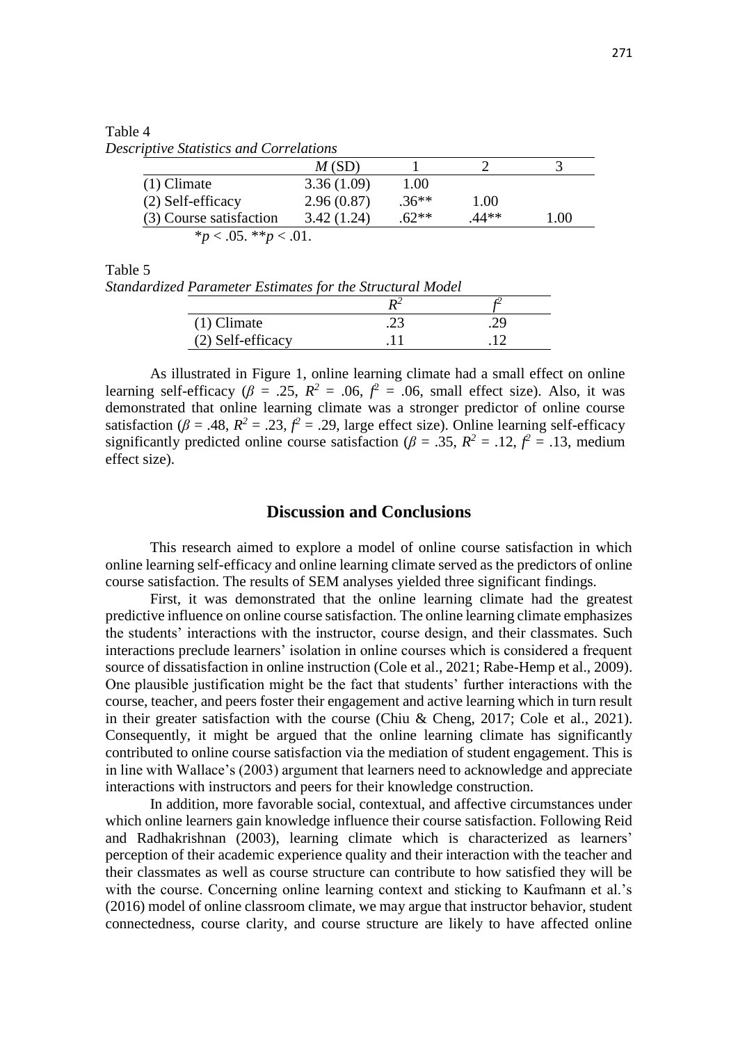Table 4
*Descriptive Statistics and Correlations*

| | *M* (SD) | 1 | 2 | 3 |
|---|---|---|---|---|
| (1) Climate | 3.36 (1.09) | 1.00 | | |
| (2) Self-efficacy | 2.96 (0.87) | .36** | 1.00 | |
| (3) Course satisfaction | 3.42 (1.24) | .62** | .44** | 1.00 |

*$p < .05$. **$p < .01$.

Table 5
*Standardized Parameter Estimates for the Structural Model*

| | $R^2$ | $f^2$ |
|---|---|---|
| (1) Climate | .23 | .29 |
| (2) Self-efficacy | .11 | .12 |

As illustrated in Figure 1, online learning climate had a small effect on online learning self-efficacy ($\beta$ = .25, $R^2$ = .06, $f^2$ = .06, small effect size). Also, it was demonstrated that online learning climate was a stronger predictor of online course satisfaction ($\beta$ = .48, $R^2$ = .23, $f^2$ = .29, large effect size). Online learning self-efficacy significantly predicted online course satisfaction ($\beta$ = .35, $R^2$ = .12, $f^2$ = .13, medium effect size).

## Discussion and Conclusions

This research aimed to explore a model of online course satisfaction in which online learning self-efficacy and online learning climate served as the predictors of online course satisfaction. The results of SEM analyses yielded three significant findings.

First, it was demonstrated that the online learning climate had the greatest predictive influence on online course satisfaction. The online learning climate emphasizes the students' interactions with the instructor, course design, and their classmates. Such interactions preclude learners' isolation in online courses which is considered a frequent source of dissatisfaction in online instruction (Cole et al., 2021; Rabe-Hemp et al., 2009). One plausible justification might be the fact that students' further interactions with the course, teacher, and peers foster their engagement and active learning which in turn result in their greater satisfaction with the course (Chiu & Cheng, 2017; Cole et al., 2021). Consequently, it might be argued that the online learning climate has significantly contributed to online course satisfaction via the mediation of student engagement. This is in line with Wallace's (2003) argument that learners need to acknowledge and appreciate interactions with instructors and peers for their knowledge construction.

In addition, more favorable social, contextual, and affective circumstances under which online learners gain knowledge influence their course satisfaction. Following Reid and Radhakrishnan (2003), learning climate which is characterized as learners' perception of their academic experience quality and their interaction with the teacher and their classmates as well as course structure can contribute to how satisfied they will be with the course. Concerning online learning context and sticking to Kaufmann et al.'s (2016) model of online classroom climate, we may argue that instructor behavior, student connectedness, course clarity, and course structure are likely to have affected online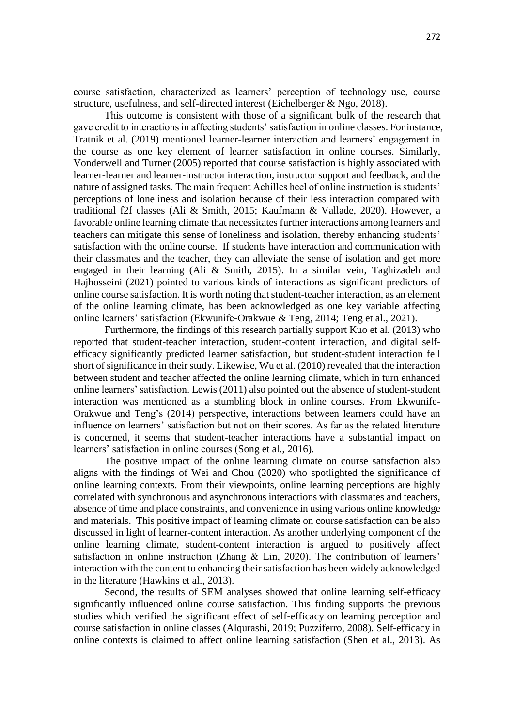course satisfaction, characterized as learners' perception of technology use, course structure, usefulness, and self-directed interest (Eichelberger & Ngo, 2018).

This outcome is consistent with those of a significant bulk of the research that gave credit to interactions in affecting students' satisfaction in online classes. For instance, Tratnik et al. (2019) mentioned learner-learner interaction and learners' engagement in the course as one key element of learner satisfaction in online courses. Similarly, Vonderwell and Turner (2005) reported that course satisfaction is highly associated with learner-learner and learner-instructor interaction, instructor support and feedback, and the nature of assigned tasks. The main frequent Achilles heel of online instruction is students' perceptions of loneliness and isolation because of their less interaction compared with traditional f2f classes (Ali & Smith, 2015; Kaufmann & Vallade, 2020). However, a favorable online learning climate that necessitates further interactions among learners and teachers can mitigate this sense of loneliness and isolation, thereby enhancing students' satisfaction with the online course. If students have interaction and communication with their classmates and the teacher, they can alleviate the sense of isolation and get more engaged in their learning (Ali & Smith, 2015). In a similar vein, Taghizadeh and Hajhosseini (2021) pointed to various kinds of interactions as significant predictors of online course satisfaction. It is worth noting that student-teacher interaction, as an element of the online learning climate, has been acknowledged as one key variable affecting online learners' satisfaction (Ekwunife-Orakwue & Teng, 2014; Teng et al., 2021).

Furthermore, the findings of this research partially support Kuo et al. (2013) who reported that student-teacher interaction, student-content interaction, and digital self-efficacy significantly predicted learner satisfaction, but student-student interaction fell short of significance in their study. Likewise, Wu et al. (2010) revealed that the interaction between student and teacher affected the online learning climate, which in turn enhanced online learners' satisfaction. Lewis (2011) also pointed out the absence of student-student interaction was mentioned as a stumbling block in online courses. From Ekwunife-Orakwue and Teng's (2014) perspective, interactions between learners could have an influence on learners' satisfaction but not on their scores. As far as the related literature is concerned, it seems that student-teacher interactions have a substantial impact on learners' satisfaction in online courses (Song et al., 2016).

The positive impact of the online learning climate on course satisfaction also aligns with the findings of Wei and Chou (2020) who spotlighted the significance of online learning contexts. From their viewpoints, online learning perceptions are highly correlated with synchronous and asynchronous interactions with classmates and teachers, absence of time and place constraints, and convenience in using various online knowledge and materials. This positive impact of learning climate on course satisfaction can be also discussed in light of learner-content interaction. As another underlying component of the online learning climate, student-content interaction is argued to positively affect satisfaction in online instruction (Zhang & Lin, 2020). The contribution of learners' interaction with the content to enhancing their satisfaction has been widely acknowledged in the literature (Hawkins et al., 2013).

Second, the results of SEM analyses showed that online learning self-efficacy significantly influenced online course satisfaction. This finding supports the previous studies which verified the significant effect of self-efficacy on learning perception and course satisfaction in online classes (Alqurashi, 2019; Puzziferro, 2008). Self-efficacy in online contexts is claimed to affect online learning satisfaction (Shen et al., 2013). As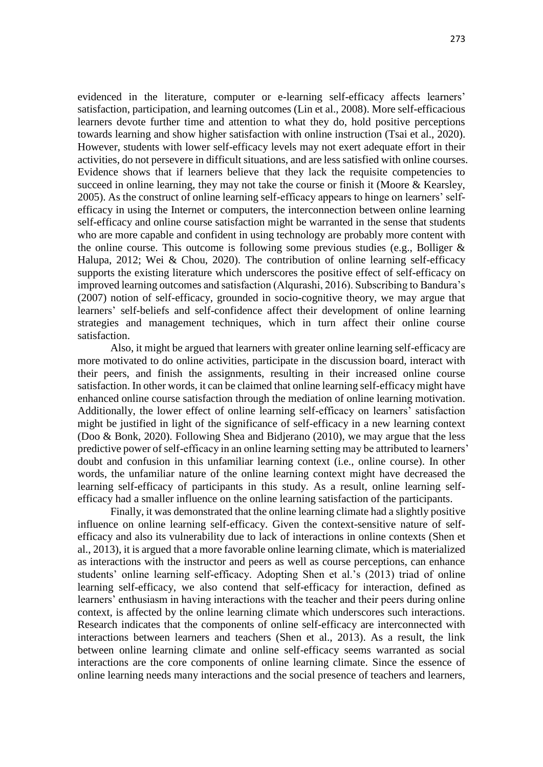evidenced in the literature, computer or e-learning self-efficacy affects learners' satisfaction, participation, and learning outcomes (Lin et al., 2008). More self-efficacious learners devote further time and attention to what they do, hold positive perceptions towards learning and show higher satisfaction with online instruction (Tsai et al., 2020). However, students with lower self-efficacy levels may not exert adequate effort in their activities, do not persevere in difficult situations, and are less satisfied with online courses. Evidence shows that if learners believe that they lack the requisite competencies to succeed in online learning, they may not take the course or finish it (Moore & Kearsley, 2005). As the construct of online learning self-efficacy appears to hinge on learners' self-efficacy in using the Internet or computers, the interconnection between online learning self-efficacy and online course satisfaction might be warranted in the sense that students who are more capable and confident in using technology are probably more content with the online course. This outcome is following some previous studies (e.g., Bolliger & Halupa, 2012; Wei & Chou, 2020). The contribution of online learning self-efficacy supports the existing literature which underscores the positive effect of self-efficacy on improved learning outcomes and satisfaction (Alqurashi, 2016). Subscribing to Bandura's (2007) notion of self-efficacy, grounded in socio-cognitive theory, we may argue that learners' self-beliefs and self-confidence affect their development of online learning strategies and management techniques, which in turn affect their online course satisfaction.

Also, it might be argued that learners with greater online learning self-efficacy are more motivated to do online activities, participate in the discussion board, interact with their peers, and finish the assignments, resulting in their increased online course satisfaction. In other words, it can be claimed that online learning self-efficacy might have enhanced online course satisfaction through the mediation of online learning motivation. Additionally, the lower effect of online learning self-efficacy on learners' satisfaction might be justified in light of the significance of self-efficacy in a new learning context (Doo & Bonk, 2020). Following Shea and Bidjerano (2010), we may argue that the less predictive power of self-efficacy in an online learning setting may be attributed to learners' doubt and confusion in this unfamiliar learning context (i.e., online course). In other words, the unfamiliar nature of the online learning context might have decreased the learning self-efficacy of participants in this study. As a result, online learning self-efficacy had a smaller influence on the online learning satisfaction of the participants.

Finally, it was demonstrated that the online learning climate had a slightly positive influence on online learning self-efficacy. Given the context-sensitive nature of self-efficacy and also its vulnerability due to lack of interactions in online contexts (Shen et al., 2013), it is argued that a more favorable online learning climate, which is materialized as interactions with the instructor and peers as well as course perceptions, can enhance students' online learning self-efficacy. Adopting Shen et al.'s (2013) triad of online learning self-efficacy, we also contend that self-efficacy for interaction, defined as learners' enthusiasm in having interactions with the teacher and their peers during online context, is affected by the online learning climate which underscores such interactions. Research indicates that the components of online self-efficacy are interconnected with interactions between learners and teachers (Shen et al., 2013). As a result, the link between online learning climate and online self-efficacy seems warranted as social interactions are the core components of online learning climate. Since the essence of online learning needs many interactions and the social presence of teachers and learners,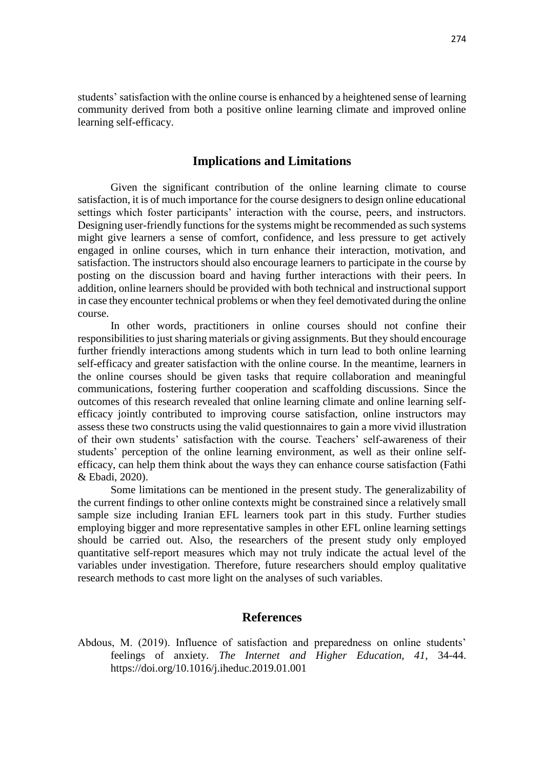students' satisfaction with the online course is enhanced by a heightened sense of learning community derived from both a positive online learning climate and improved online learning self-efficacy.

## Implications and Limitations

Given the significant contribution of the online learning climate to course satisfaction, it is of much importance for the course designers to design online educational settings which foster participants' interaction with the course, peers, and instructors. Designing user-friendly functions for the systems might be recommended as such systems might give learners a sense of comfort, confidence, and less pressure to get actively engaged in online courses, which in turn enhance their interaction, motivation, and satisfaction. The instructors should also encourage learners to participate in the course by posting on the discussion board and having further interactions with their peers. In addition, online learners should be provided with both technical and instructional support in case they encounter technical problems or when they feel demotivated during the online course.

In other words, practitioners in online courses should not confine their responsibilities to just sharing materials or giving assignments. But they should encourage further friendly interactions among students which in turn lead to both online learning self-efficacy and greater satisfaction with the online course. In the meantime, learners in the online courses should be given tasks that require collaboration and meaningful communications, fostering further cooperation and scaffolding discussions. Since the outcomes of this research revealed that online learning climate and online learning self-efficacy jointly contributed to improving course satisfaction, online instructors may assess these two constructs using the valid questionnaires to gain a more vivid illustration of their own students' satisfaction with the course. Teachers' self-awareness of their students' perception of the online learning environment, as well as their online self-efficacy, can help them think about the ways they can enhance course satisfaction (Fathi & Ebadi, 2020).

Some limitations can be mentioned in the present study. The generalizability of the current findings to other online contexts might be constrained since a relatively small sample size including Iranian EFL learners took part in this study. Further studies employing bigger and more representative samples in other EFL online learning settings should be carried out. Also, the researchers of the present study only employed quantitative self-report measures which may not truly indicate the actual level of the variables under investigation. Therefore, future researchers should employ qualitative research methods to cast more light on the analyses of such variables.

## References

Abdous, M. (2019). Influence of satisfaction and preparedness on online students' feelings of anxiety. *The Internet and Higher Education, 41*, 34-44. https://doi.org/10.1016/j.iheduc.2019.01.001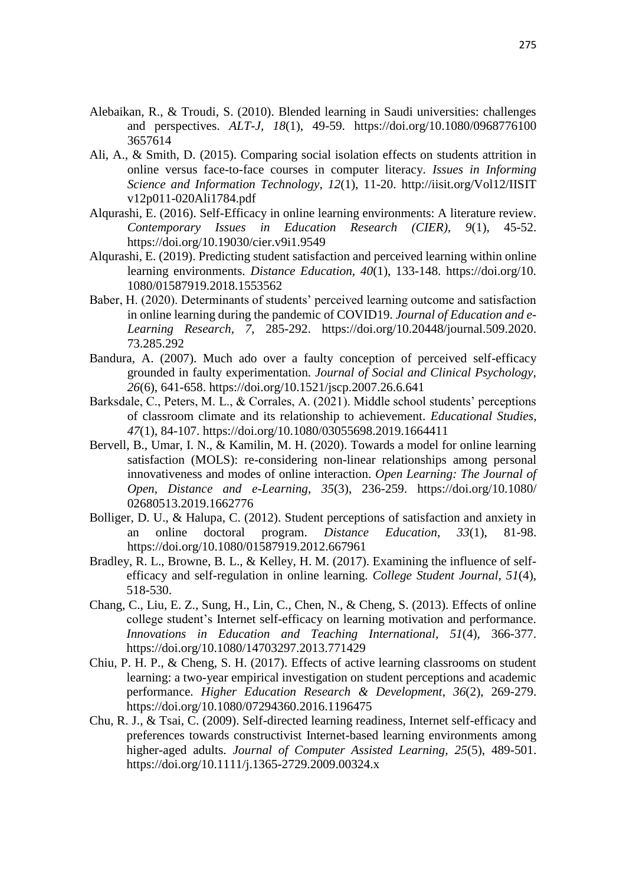Alebaikan, R., & Troudi, S. (2010). Blended learning in Saudi universities: challenges and perspectives. *ALT-J*, *18*(1), 49-59. https://doi.org/10.1080/0968776100 3657614

Ali, A., & Smith, D. (2015). Comparing social isolation effects on students attrition in online versus face-to-face courses in computer literacy. *Issues in Informing Science and Information Technology*, *12*(1), 11-20. http://iisit.org/Vol12/IISIT v12p011-020Ali1784.pdf

Alqurashi, E. (2016). Self-Efficacy in online learning environments: A literature review. *Contemporary Issues in Education Research (CIER)*, *9*(1), 45-52. https://doi.org/10.19030/cier.v9i1.9549

Alqurashi, E. (2019). Predicting student satisfaction and perceived learning within online learning environments. *Distance Education*, *40*(1), 133-148. https://doi.org/10. 1080/01587919.2018.1553562

Baber, H. (2020). Determinants of students' perceived learning outcome and satisfaction in online learning during the pandemic of COVID19. *Journal of Education and e-Learning Research*, *7*, 285-292. https://doi.org/10.20448/journal.509.2020. 73.285.292

Bandura, A. (2007). Much ado over a faulty conception of perceived self-efficacy grounded in faulty experimentation. *Journal of Social and Clinical Psychology*, *26*(6), 641-658. https://doi.org/10.1521/jscp.2007.26.6.641

Barksdale, C., Peters, M. L., & Corrales, A. (2021). Middle school students' perceptions of classroom climate and its relationship to achievement. *Educational Studies*, *47*(1), 84-107. https://doi.org/10.1080/03055698.2019.1664411

Bervell, B., Umar, I. N., & Kamilin, M. H. (2020). Towards a model for online learning satisfaction (MOLS): re-considering non-linear relationships among personal innovativeness and modes of online interaction. *Open Learning: The Journal of Open, Distance and e-Learning*, *35*(3), 236-259. https://doi.org/10.1080/ 02680513.2019.1662776

Bolliger, D. U., & Halupa, C. (2012). Student perceptions of satisfaction and anxiety in an online doctoral program. *Distance Education*, *33*(1), 81-98. https://doi.org/10.1080/01587919.2012.667961

Bradley, R. L., Browne, B. L., & Kelley, H. M. (2017). Examining the influence of self-efficacy and self-regulation in online learning. *College Student Journal*, *51*(4), 518-530.

Chang, C., Liu, E. Z., Sung, H., Lin, C., Chen, N., & Cheng, S. (2013). Effects of online college student's Internet self-efficacy on learning motivation and performance. *Innovations in Education and Teaching International*, *51*(4), 366-377. https://doi.org/10.1080/14703297.2013.771429

Chiu, P. H. P., & Cheng, S. H. (2017). Effects of active learning classrooms on student learning: a two-year empirical investigation on student perceptions and academic performance. *Higher Education Research & Development*, *36*(2), 269-279. https://doi.org/10.1080/07294360.2016.1196475

Chu, R. J., & Tsai, C. (2009). Self-directed learning readiness, Internet self-efficacy and preferences towards constructivist Internet-based learning environments among higher-aged adults. *Journal of Computer Assisted Learning*, *25*(5), 489-501. https://doi.org/10.1111/j.1365-2729.2009.00324.x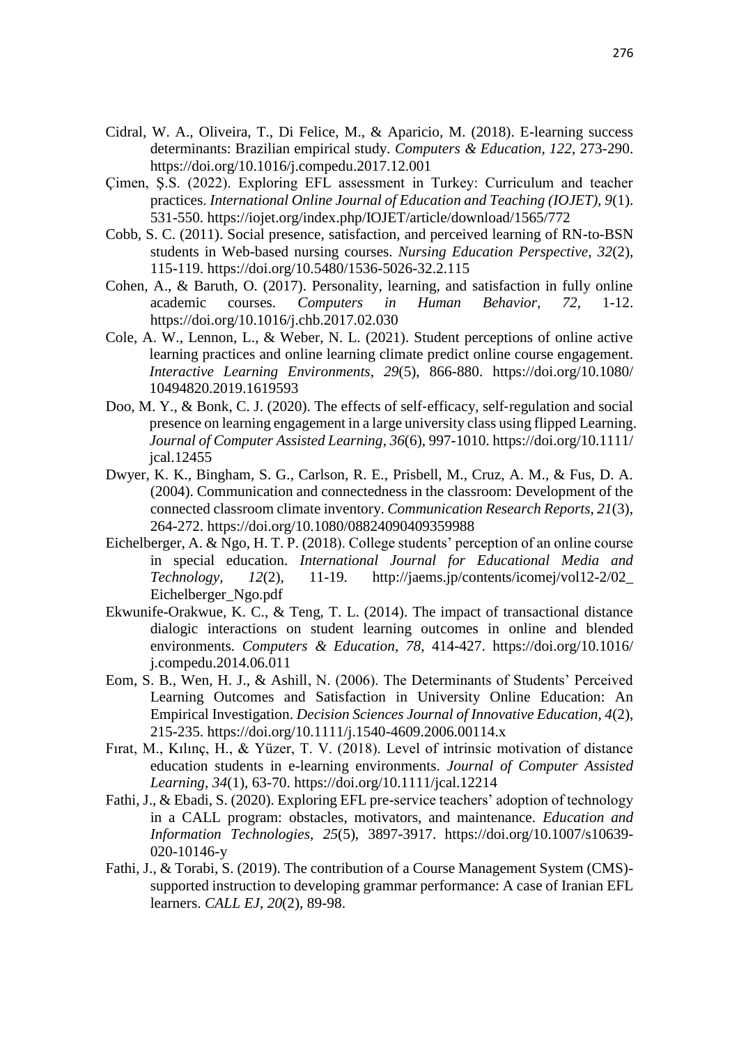Cidral, W. A., Oliveira, T., Di Felice, M., & Aparicio, M. (2018). E-learning success determinants: Brazilian empirical study. *Computers & Education*, *122*, 273-290. https://doi.org/10.1016/j.compedu.2017.12.001

Çimen, Ş.S. (2022). Exploring EFL assessment in Turkey: Curriculum and teacher practices. *International Online Journal of Education and Teaching (IOJET), 9*(1). 531-550. https://iojet.org/index.php/IOJET/article/download/1565/772

Cobb, S. C. (2011). Social presence, satisfaction, and perceived learning of RN-to-BSN students in Web-based nursing courses. *Nursing Education Perspective, 32*(2), 115-119. https://doi.org/10.5480/1536-5026-32.2.115

Cohen, A., & Baruth, O. (2017). Personality, learning, and satisfaction in fully online academic courses. *Computers in Human Behavior, 72*, 1-12. https://doi.org/10.1016/j.chb.2017.02.030

Cole, A. W., Lennon, L., & Weber, N. L. (2021). Student perceptions of online active learning practices and online learning climate predict online course engagement. *Interactive Learning Environments, 29*(5), 866-880. https://doi.org/10.1080/10494820.2019.1619593

Doo, M. Y., & Bonk, C. J. (2020). The effects of self‐efficacy, self‐regulation and social presence on learning engagement in a large university class using flipped Learning. *Journal of Computer Assisted Learning*, *36*(6), 997-1010. https://doi.org/10.1111/jcal.12455

Dwyer, K. K., Bingham, S. G., Carlson, R. E., Prisbell, M., Cruz, A. M., & Fus, D. A. (2004). Communication and connectedness in the classroom: Development of the connected classroom climate inventory. *Communication Research Reports, 21*(3), 264-272. https://doi.org/10.1080/08824090409359988

Eichelberger, A. & Ngo, H. T. P. (2018). College students' perception of an online course in special education. *International Journal for Educational Media and Technology, 12*(2), 11-19. http://jaems.jp/contents/icomej/vol12-2/02_Eichelberger_Ngo.pdf

Ekwunife-Orakwue, K. C., & Teng, T. L. (2014). The impact of transactional distance dialogic interactions on student learning outcomes in online and blended environments. *Computers & Education*, *78*, 414-427. https://doi.org/10.1016/j.compedu.2014.06.011

Eom, S. B., Wen, H. J., & Ashill, N. (2006). The Determinants of Students' Perceived Learning Outcomes and Satisfaction in University Online Education: An Empirical Investigation. *Decision Sciences Journal of Innovative Education, 4*(2), 215-235. https://doi.org/10.1111/j.1540-4609.2006.00114.x

Fırat, M., Kılınç, H., & Yüzer, T. V. (2018). Level of intrinsic motivation of distance education students in e-learning environments. *Journal of Computer Assisted Learning, 34*(1), 63-70. https://doi.org/10.1111/jcal.12214

Fathi, J., & Ebadi, S. (2020). Exploring EFL pre-service teachers' adoption of technology in a CALL program: obstacles, motivators, and maintenance. *Education and Information Technologies*, *25*(5), 3897-3917. https://doi.org/10.1007/s10639-020-10146-y

Fathi, J., & Torabi, S. (2019). The contribution of a Course Management System (CMS)-supported instruction to developing grammar performance: A case of Iranian EFL learners. *CALL EJ*, *20*(2), 89-98.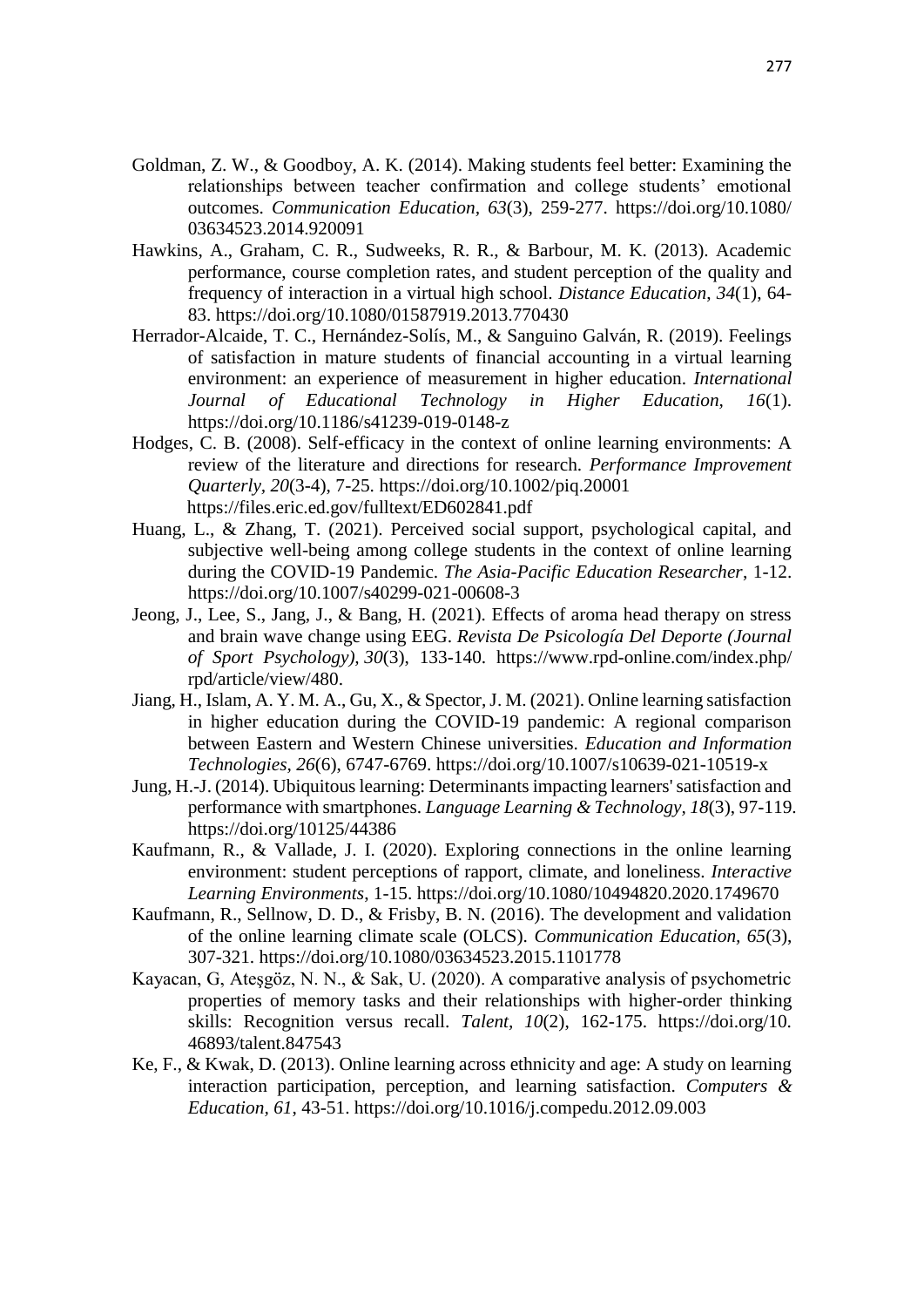Goldman, Z. W., & Goodboy, A. K. (2014). Making students feel better: Examining the relationships between teacher confirmation and college students' emotional outcomes. *Communication Education, 63*(3), 259-277. https://doi.org/10.1080/03634523.2014.920091

Hawkins, A., Graham, C. R., Sudweeks, R. R., & Barbour, M. K. (2013). Academic performance, course completion rates, and student perception of the quality and frequency of interaction in a virtual high school. *Distance Education, 34*(1), 64-83. https://doi.org/10.1080/01587919.2013.770430

Herrador-Alcaide, T. C., Hernández-Solís, M., & Sanguino Galván, R. (2019). Feelings of satisfaction in mature students of financial accounting in a virtual learning environment: an experience of measurement in higher education. *International Journal of Educational Technology in Higher Education, 16*(1). https://doi.org/10.1186/s41239-019-0148-z

Hodges, C. B. (2008). Self-efficacy in the context of online learning environments: A review of the literature and directions for research. *Performance Improvement Quarterly, 20*(3-4), 7-25. https://doi.org/10.1002/piq.20001 https://files.eric.ed.gov/fulltext/ED602841.pdf

Huang, L., & Zhang, T. (2021). Perceived social support, psychological capital, and subjective well-being among college students in the context of online learning during the COVID-19 Pandemic. *The Asia-Pacific Education Researcher*, 1-12. https://doi.org/10.1007/s40299-021-00608-3

Jeong, J., Lee, S., Jang, J., & Bang, H. (2021). Effects of aroma head therapy on stress and brain wave change using EEG. *Revista De Psicología Del Deporte (Journal of Sport Psychology), 30*(3), 133-140. https://www.rpd-online.com/index.php/rpd/article/view/480.

Jiang, H., Islam, A. Y. M. A., Gu, X., & Spector, J. M. (2021). Online learning satisfaction in higher education during the COVID-19 pandemic: A regional comparison between Eastern and Western Chinese universities. *Education and Information Technologies, 26*(6), 6747-6769. https://doi.org/10.1007/s10639-021-10519-x

Jung, H.-J. (2014). Ubiquitous learning: Determinants impacting learners' satisfaction and performance with smartphones. *Language Learning & Technology, 18*(3), 97-119. https://doi.org/10125/44386

Kaufmann, R., & Vallade, J. I. (2020). Exploring connections in the online learning environment: student perceptions of rapport, climate, and loneliness. *Interactive Learning Environments*, 1-15. https://doi.org/10.1080/10494820.2020.1749670

Kaufmann, R., Sellnow, D. D., & Frisby, B. N. (2016). The development and validation of the online learning climate scale (OLCS). *Communication Education, 65*(3), 307-321. https://doi.org/10.1080/03634523.2015.1101778

Kayacan, G, Ateşgöz, N. N., & Sak, U. (2020). A comparative analysis of psychometric properties of memory tasks and their relationships with higher-order thinking skills: Recognition versus recall. *Talent, 10*(2), 162-175. https://doi.org/10.46893/talent.847543

Ke, F., & Kwak, D. (2013). Online learning across ethnicity and age: A study on learning interaction participation, perception, and learning satisfaction. *Computers & Education, 61*, 43-51. https://doi.org/10.1016/j.compedu.2012.09.003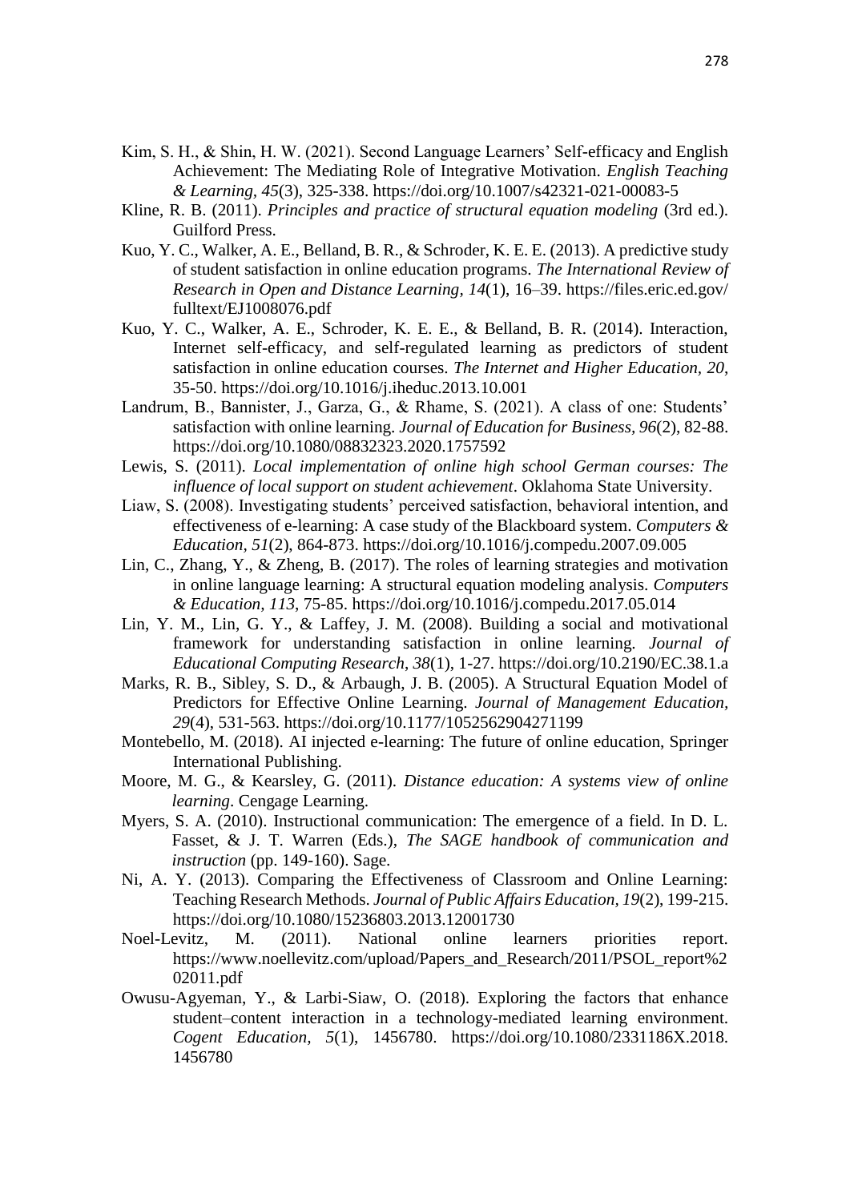Kim, S. H., & Shin, H. W. (2021). Second Language Learners' Self-efficacy and English Achievement: The Mediating Role of Integrative Motivation. *English Teaching & Learning, 45*(3), 325-338. https://doi.org/10.1007/s42321-021-00083-5

Kline, R. B. (2011). *Principles and practice of structural equation modeling* (3rd ed.). Guilford Press.

Kuo, Y. C., Walker, A. E., Belland, B. R., & Schroder, K. E. E. (2013). A predictive study of student satisfaction in online education programs. *The International Review of Research in Open and Distance Learning, 14*(1), 16–39. https://files.eric.ed.gov/fulltext/EJ1008076.pdf

Kuo, Y. C., Walker, A. E., Schroder, K. E. E., & Belland, B. R. (2014). Interaction, Internet self-efficacy, and self-regulated learning as predictors of student satisfaction in online education courses. *The Internet and Higher Education, 20*, 35-50. https://doi.org/10.1016/j.iheduc.2013.10.001

Landrum, B., Bannister, J., Garza, G., & Rhame, S. (2021). A class of one: Students' satisfaction with online learning. *Journal of Education for Business, 96*(2), 82-88. https://doi.org/10.1080/08832323.2020.1757592

Lewis, S. (2011). *Local implementation of online high school German courses: The influence of local support on student achievement*. Oklahoma State University.

Liaw, S. (2008). Investigating students' perceived satisfaction, behavioral intention, and effectiveness of e-learning: A case study of the Blackboard system. *Computers & Education, 51*(2), 864-873. https://doi.org/10.1016/j.compedu.2007.09.005

Lin, C., Zhang, Y., & Zheng, B. (2017). The roles of learning strategies and motivation in online language learning: A structural equation modeling analysis. *Computers & Education, 113*, 75-85. https://doi.org/10.1016/j.compedu.2017.05.014

Lin, Y. M., Lin, G. Y., & Laffey, J. M. (2008). Building a social and motivational framework for understanding satisfaction in online learning. *Journal of Educational Computing Research*, *38*(1), 1-27. https://doi.org/10.2190/EC.38.1.a

Marks, R. B., Sibley, S. D., & Arbaugh, J. B. (2005). A Structural Equation Model of Predictors for Effective Online Learning. *Journal of Management Education, 29*(4), 531-563. https://doi.org/10.1177/1052562904271199

Montebello, M. (2018). AI injected e-learning: The future of online education, Springer International Publishing.

Moore, M. G., & Kearsley, G. (2011). *Distance education: A systems view of online learning*. Cengage Learning.

Myers, S. A. (2010). Instructional communication: The emergence of a field. In D. L. Fasset, & J. T. Warren (Eds.), *The SAGE handbook of communication and instruction* (pp. 149-160). Sage.

Ni, A. Y. (2013). Comparing the Effectiveness of Classroom and Online Learning: Teaching Research Methods. *Journal of Public Affairs Education, 19*(2), 199-215. https://doi.org/10.1080/15236803.2013.12001730

Noel-Levitz, M. (2011). National online learners priorities report. https://www.noellevitz.com/upload/Papers_and_Research/2011/PSOL_report%202011.pdf

Owusu-Agyeman, Y., & Larbi-Siaw, O. (2018). Exploring the factors that enhance student–content interaction in a technology-mediated learning environment. *Cogent Education, 5*(1), 1456780. https://doi.org/10.1080/2331186X.2018.1456780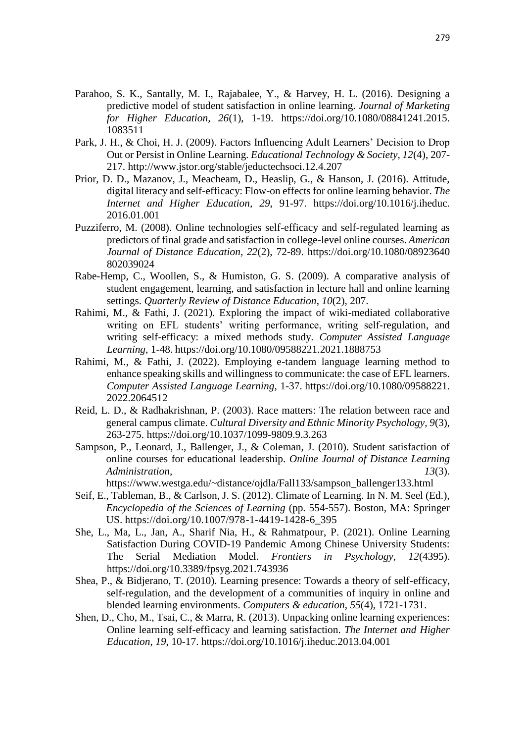Parahoo, S. K., Santally, M. I., Rajabalee, Y., & Harvey, H. L. (2016). Designing a predictive model of student satisfaction in online learning. *Journal of Marketing for Higher Education, 26*(1), 1-19. https://doi.org/10.1080/08841241.2015.1083511

Park, J. H., & Choi, H. J. (2009). Factors Influencing Adult Learners' Decision to Drop Out or Persist in Online Learning. *Educational Technology & Society, 12*(4), 207-217. http://www.jstor.org/stable/jeductechsoci.12.4.207

Prior, D. D., Mazanov, J., Meacheam, D., Heaslip, G., & Hanson, J. (2016). Attitude, digital literacy and self-efficacy: Flow-on effects for online learning behavior. *The Internet and Higher Education, 29*, 91-97. https://doi.org/10.1016/j.iheduc.2016.01.001

Puzziferro, M. (2008). Online technologies self-efficacy and self-regulated learning as predictors of final grade and satisfaction in college-level online courses. *American Journal of Distance Education, 22*(2), 72-89. https://doi.org/10.1080/08923640802039024

Rabe-Hemp, C., Woollen, S., & Humiston, G. S. (2009). A comparative analysis of student engagement, learning, and satisfaction in lecture hall and online learning settings. *Quarterly Review of Distance Education, 10*(2), 207.

Rahimi, M., & Fathi, J. (2021). Exploring the impact of wiki-mediated collaborative writing on EFL students' writing performance, writing self-regulation, and writing self-efficacy: a mixed methods study. *Computer Assisted Language Learning*, 1-48. https://doi.org/10.1080/09588221.2021.1888753

Rahimi, M., & Fathi, J. (2022). Employing e-tandem language learning method to enhance speaking skills and willingness to communicate: the case of EFL learners. *Computer Assisted Language Learning*, 1-37. https://doi.org/10.1080/09588221.2022.2064512

Reid, L. D., & Radhakrishnan, P. (2003). Race matters: The relation between race and general campus climate. *Cultural Diversity and Ethnic Minority Psychology, 9*(3), 263-275. https://doi.org/10.1037/1099-9809.9.3.263

Sampson, P., Leonard, J., Ballenger, J., & Coleman, J. (2010). Student satisfaction of online courses for educational leadership. *Online Journal of Distance Learning Administration, 13*(3). https://www.westga.edu/~distance/ojdla/Fall133/sampson_ballenger133.html

Seif, E., Tableman, B., & Carlson, J. S. (2012). Climate of Learning. In N. M. Seel (Ed.), *Encyclopedia of the Sciences of Learning* (pp. 554-557). Boston, MA: Springer US. https://doi.org/10.1007/978-1-4419-1428-6_395

She, L., Ma, L., Jan, A., Sharif Nia, H., & Rahmatpour, P. (2021). Online Learning Satisfaction During COVID-19 Pandemic Among Chinese University Students: The Serial Mediation Model. *Frontiers in Psychology, 12*(4395). https://doi.org/10.3389/fpsyg.2021.743936

Shea, P., & Bidjerano, T. (2010). Learning presence: Towards a theory of self-efficacy, self-regulation, and the development of a communities of inquiry in online and blended learning environments. *Computers & education, 55*(4), 1721-1731.

Shen, D., Cho, M., Tsai, C., & Marra, R. (2013). Unpacking online learning experiences: Online learning self-efficacy and learning satisfaction. *The Internet and Higher Education, 19*, 10-17. https://doi.org/10.1016/j.iheduc.2013.04.001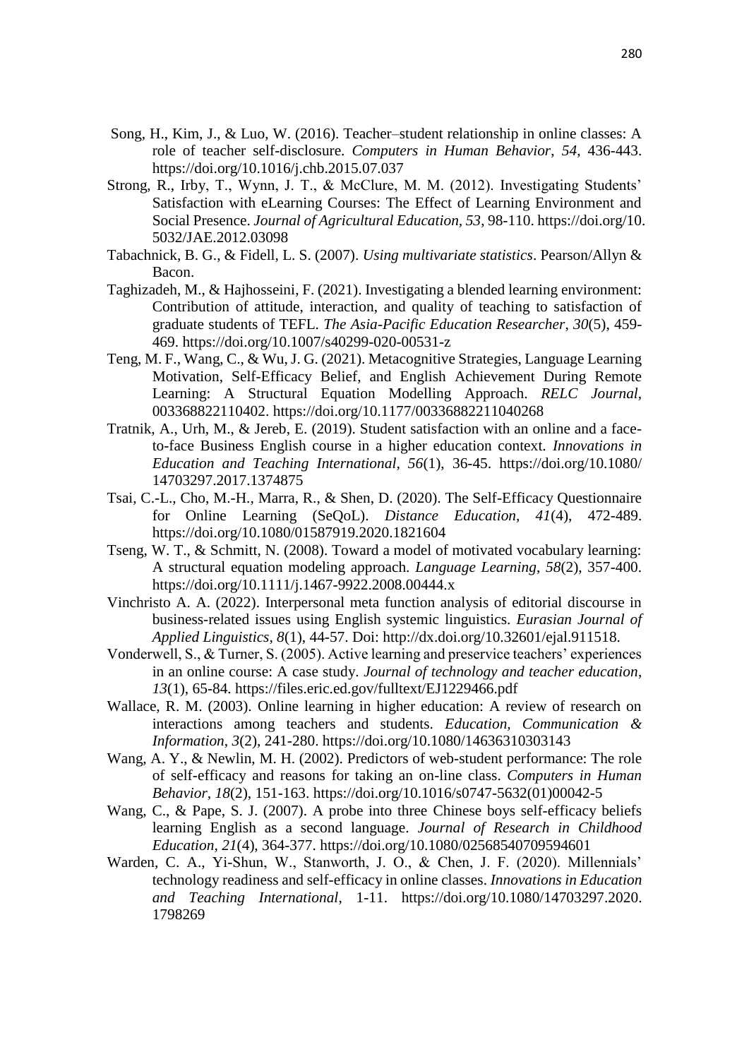Song, H., Kim, J., & Luo, W. (2016). Teacher–student relationship in online classes: A role of teacher self-disclosure. *Computers in Human Behavior*, *54*, 436-443. https://doi.org/10.1016/j.chb.2015.07.037

Strong, R., Irby, T., Wynn, J. T., & McClure, M. M. (2012). Investigating Students' Satisfaction with eLearning Courses: The Effect of Learning Environment and Social Presence. *Journal of Agricultural Education, 53*, 98-110. https://doi.org/10.5032/JAE.2012.03098

Tabachnick, B. G., & Fidell, L. S. (2007). *Using multivariate statistics*. Pearson/Allyn & Bacon.

Taghizadeh, M., & Hajhosseini, F. (2021). Investigating a blended learning environment: Contribution of attitude, interaction, and quality of teaching to satisfaction of graduate students of TEFL. *The Asia-Pacific Education Researcher*, *30*(5), 459-469. https://doi.org/10.1007/s40299-020-00531-z

Teng, M. F., Wang, C., & Wu, J. G. (2021). Metacognitive Strategies, Language Learning Motivation, Self-Efficacy Belief, and English Achievement During Remote Learning: A Structural Equation Modelling Approach. *RELC Journal*, 003368822110402. https://doi.org/10.1177/00336882211040268

Tratnik, A., Urh, M., & Jereb, E. (2019). Student satisfaction with an online and a face-to-face Business English course in a higher education context. *Innovations in Education and Teaching International, 56*(1), 36-45. https://doi.org/10.1080/14703297.2017.1374875

Tsai, C.-L., Cho, M.-H., Marra, R., & Shen, D. (2020). The Self-Efficacy Questionnaire for Online Learning (SeQoL). *Distance Education, 41*(4), 472-489. https://doi.org/10.1080/01587919.2020.1821604

Tseng, W. T., & Schmitt, N. (2008). Toward a model of motivated vocabulary learning: A structural equation modeling approach. *Language Learning*, *58*(2), 357-400. https://doi.org/10.1111/j.1467-9922.2008.00444.x

Vinchristo A. A. (2022). Interpersonal meta function analysis of editorial discourse in business-related issues using English systemic linguistics. *Eurasian Journal of Applied Linguistics, 8*(1), 44-57. Doi: http://dx.doi.org/10.32601/ejal.911518.

Vonderwell, S., & Turner, S. (2005). Active learning and preservice teachers' experiences in an online course: A case study. *Journal of technology and teacher education*, *13*(1), 65-84. https://files.eric.ed.gov/fulltext/EJ1229466.pdf

Wallace, R. M. (2003). Online learning in higher education: A review of research on interactions among teachers and students. *Education, Communication & Information*, *3*(2), 241-280. https://doi.org/10.1080/14636310303143

Wang, A. Y., & Newlin, M. H. (2002). Predictors of web-student performance: The role of self-efficacy and reasons for taking an on-line class. *Computers in Human Behavior*, *18*(2), 151-163. https://doi.org/10.1016/s0747-5632(01)00042-5

Wang, C., & Pape, S. J. (2007). A probe into three Chinese boys self-efficacy beliefs learning English as a second language. *Journal of Research in Childhood Education*, *21*(4), 364-377. https://doi.org/10.1080/02568540709594601

Warden, C. A., Yi-Shun, W., Stanworth, J. O., & Chen, J. F. (2020). Millennials' technology readiness and self-efficacy in online classes. *Innovations in Education and Teaching International*, 1-11. https://doi.org/10.1080/14703297.2020.1798269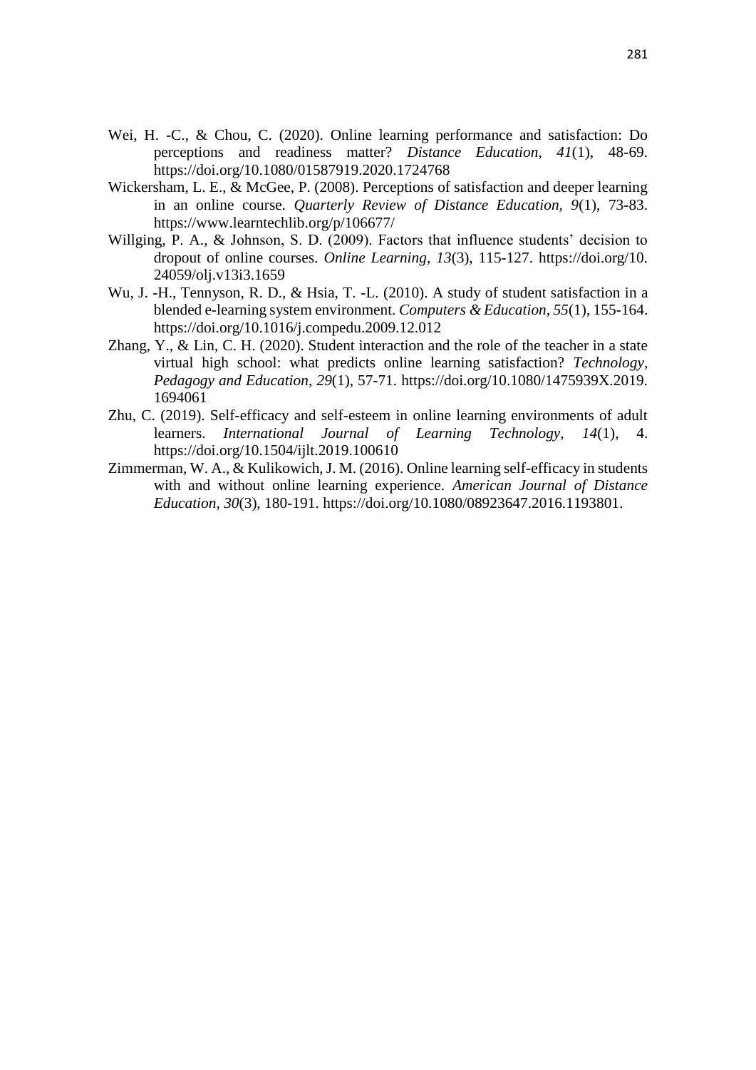Wei, H. -C., & Chou, C. (2020). Online learning performance and satisfaction: Do perceptions and readiness matter? *Distance Education*, *41*(1), 48-69. https://doi.org/10.1080/01587919.2020.1724768

Wickersham, L. E., & McGee, P. (2008). Perceptions of satisfaction and deeper learning in an online course. *Quarterly Review of Distance Education*, *9*(1), 73-83. https://www.learntechlib.org/p/106677/

Willging, P. A., & Johnson, S. D. (2009). Factors that influence students' decision to dropout of online courses. *Online Learning*, *13*(3), 115-127. https://doi.org/10.24059/olj.v13i3.1659

Wu, J. -H., Tennyson, R. D., & Hsia, T. -L. (2010). A study of student satisfaction in a blended e-learning system environment. *Computers & Education*, *55*(1), 155-164. https://doi.org/10.1016/j.compedu.2009.12.012

Zhang, Y., & Lin, C. H. (2020). Student interaction and the role of the teacher in a state virtual high school: what predicts online learning satisfaction? *Technology, Pedagogy and Education*, *29*(1), 57-71. https://doi.org/10.1080/1475939X.2019.1694061

Zhu, C. (2019). Self-efficacy and self-esteem in online learning environments of adult learners. *International Journal of Learning Technology*, *14*(1), 4. https://doi.org/10.1504/ijlt.2019.100610

Zimmerman, W. A., & Kulikowich, J. M. (2016). Online learning self-efficacy in students with and without online learning experience. *American Journal of Distance Education*, *30*(3), 180-191. https://doi.org/10.1080/08923647.2016.1193801.